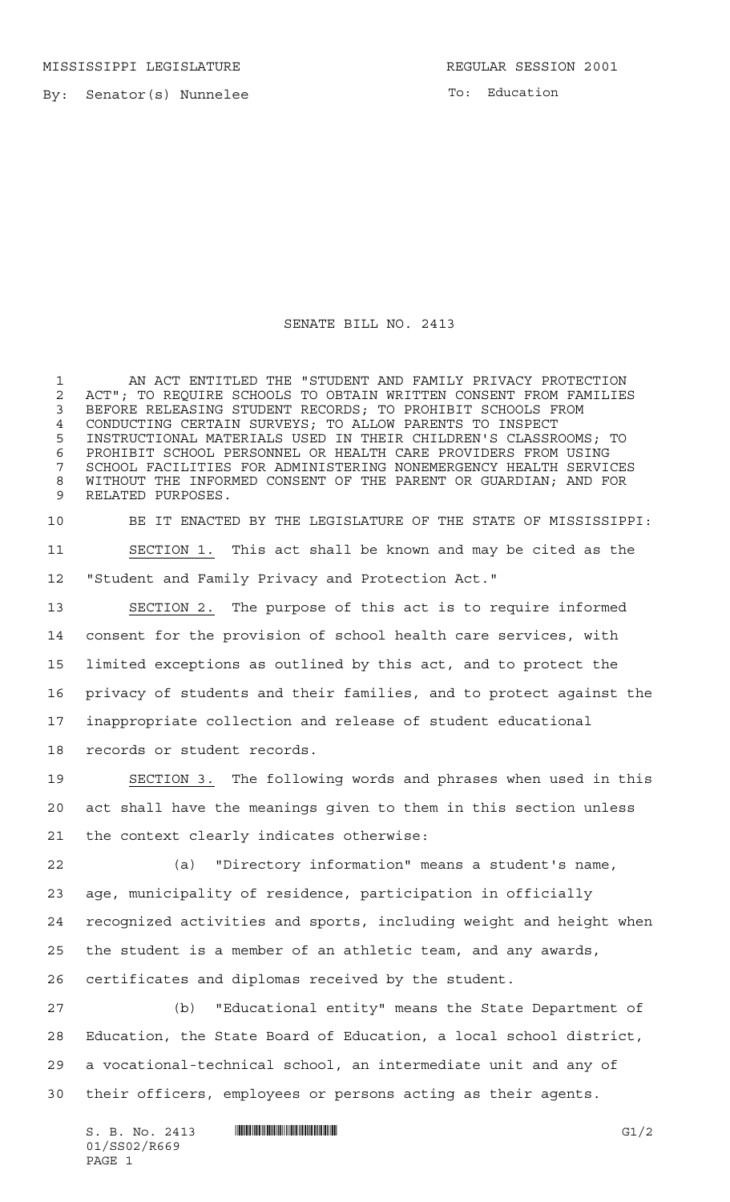MISSISSIPPI LEGISLATURE REGULAR SESSION 2001

By: Senator(s) Nunnelee

To: Education

# SENATE BILL NO. 2413

AN ACT ENTITLED THE "STUDENT AND FAMILY PRIVACY PROTECTION ACT"; TO REQUIRE SCHOOLS TO OBTAIN WRITTEN CONSENT FROM FAMILIES BEFORE RELEASING STUDENT RECORDS; TO PROHIBIT SCHOOLS FROM CONDUCTING CERTAIN SURVEYS; TO ALLOW PARENTS TO INSPECT INSTRUCTIONAL MATERIALS USED IN THEIR CHILDREN'S CLASSROOMS; TO PROHIBIT SCHOOL PERSONNEL OR HEALTH CARE PROVIDERS FROM USING SCHOOL FACILITIES FOR ADMINISTERING NONEMERGENCY HEALTH SERVICES WITHOUT THE INFORMED CONSENT OF THE PARENT OR GUARDIAN; AND FOR RELATED PURPOSES.

BE IT ENACTED BY THE LEGISLATURE OF THE STATE OF MISSISSIPPI:

SECTION 1. This act shall be known and may be cited as the "Student and Family Privacy and Protection Act."

SECTION 2. The purpose of this act is to require informed consent for the provision of school health care services, with limited exceptions as outlined by this act, and to protect the privacy of students and their families, and to protect against the inappropriate collection and release of student educational records or student records.

SECTION 3. The following words and phrases when used in this act shall have the meanings given to them in this section unless the context clearly indicates otherwise:

(a) "Directory information" means a student's name, age, municipality of residence, participation in officially recognized activities and sports, including weight and height when the student is a member of an athletic team, and any awards, certificates and diplomas received by the student.

(b) "Educational entity" means the State Department of Education, the State Board of Education, a local school district, a vocational-technical school, an intermediate unit and any of their officers, employees or persons acting as their agents.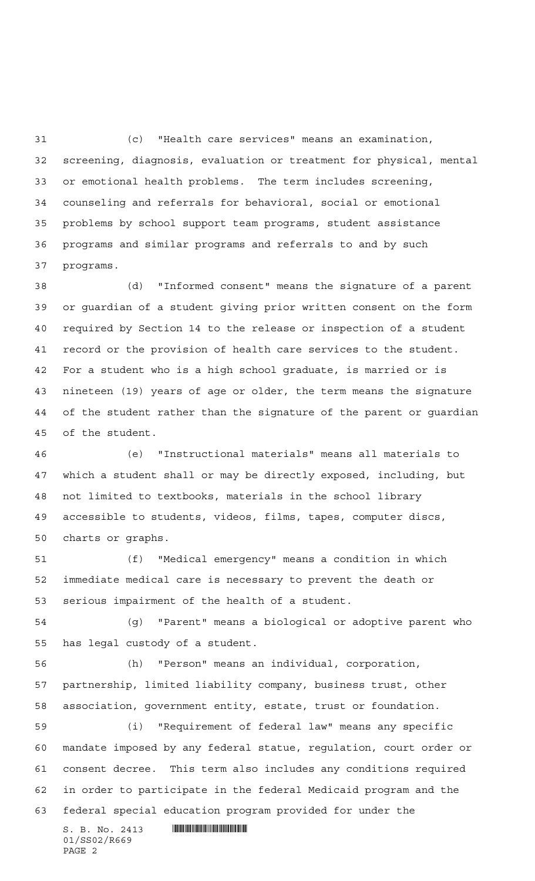(c) "Health care services" means an examination, screening, diagnosis, evaluation or treatment for physical, mental or emotional health problems. The term includes screening, counseling and referrals for behavioral, social or emotional problems by school support team programs, student assistance programs and similar programs and referrals to and by such programs.

(d) "Informed consent" means the signature of a parent or guardian of a student giving prior written consent on the form required by Section 14 to the release or inspection of a student record or the provision of health care services to the student. For a student who is a high school graduate, is married or is nineteen (19) years of age or older, the term means the signature of the student rather than the signature of the parent or guardian of the student.

(e) "Instructional materials" means all materials to which a student shall or may be directly exposed, including, but not limited to textbooks, materials in the school library accessible to students, videos, films, tapes, computer discs, charts or graphs.

(f) "Medical emergency" means a condition in which immediate medical care is necessary to prevent the death or serious impairment of the health of a student.

(g) "Parent" means a biological or adoptive parent who has legal custody of a student.

(h) "Person" means an individual, corporation, partnership, limited liability company, business trust, other association, government entity, estate, trust or foundation.

(i) "Requirement of federal law" means any specific mandate imposed by any federal statue, regulation, court order or consent decree. This term also includes any conditions required in order to participate in the federal Medicaid program and the federal special education program provided for under the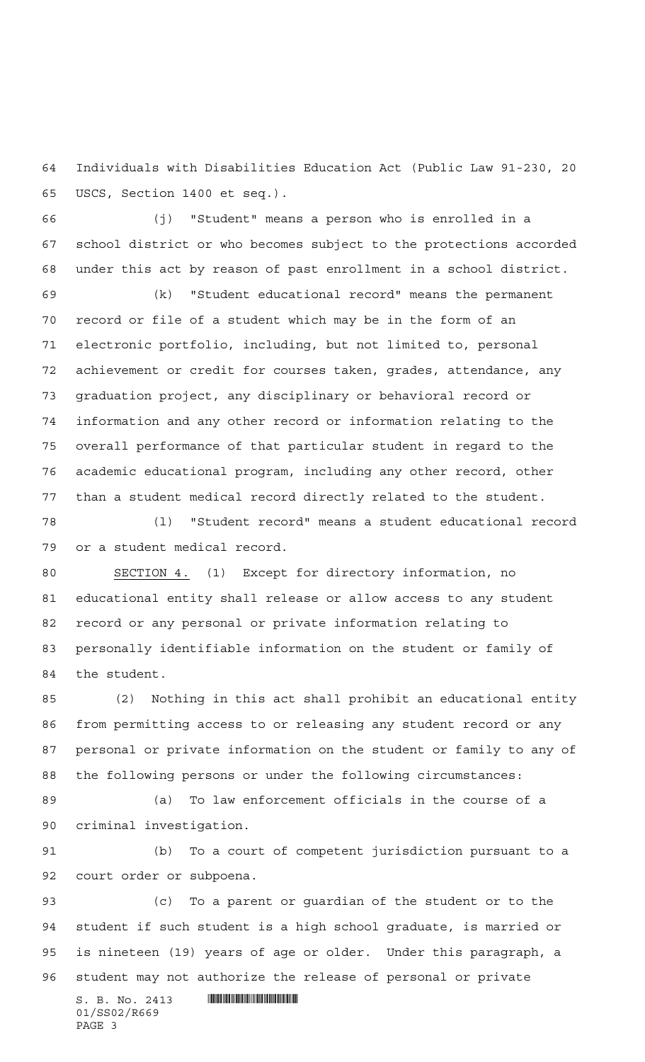Individuals with Disabilities Education Act (Public Law 91-230, 20 USCS, Section 1400 et seq.).

(j) "Student" means a person who is enrolled in a school district or who becomes subject to the protections accorded under this act by reason of past enrollment in a school district.

(k) "Student educational record" means the permanent record or file of a student which may be in the form of an electronic portfolio, including, but not limited to, personal achievement or credit for courses taken, grades, attendance, any graduation project, any disciplinary or behavioral record or information and any other record or information relating to the overall performance of that particular student in regard to the academic educational program, including any other record, other than a student medical record directly related to the student.

(l) "Student record" means a student educational record or a student medical record.

SECTION 4. (1) Except for directory information, no educational entity shall release or allow access to any student record or any personal or private information relating to personally identifiable information on the student or family of the student.

(2) Nothing in this act shall prohibit an educational entity from permitting access to or releasing any student record or any personal or private information on the student or family to any of the following persons or under the following circumstances:

(a) To law enforcement officials in the course of a criminal investigation.

(b) To a court of competent jurisdiction pursuant to a court order or subpoena.

(c) To a parent or guardian of the student or to the student if such student is a high school graduate, is married or is nineteen (19) years of age or older. Under this paragraph, a student may not authorize the release of personal or private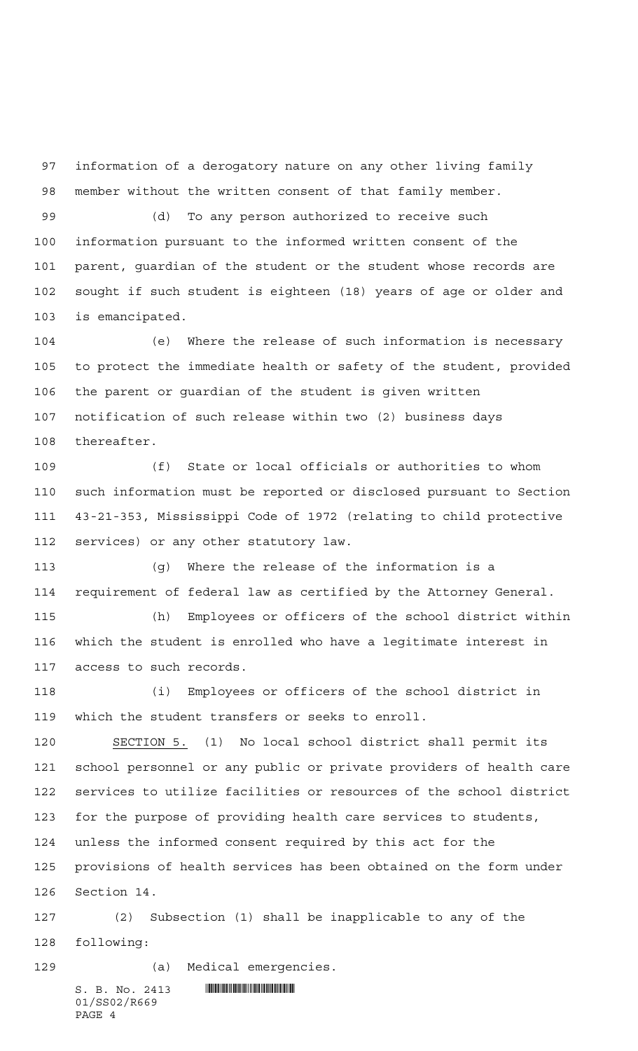information of a derogatory nature on any other living family member without the written consent of that family member.

(d) To any person authorized to receive such information pursuant to the informed written consent of the parent, guardian of the student or the student whose records are sought if such student is eighteen (18) years of age or older and is emancipated.

(e) Where the release of such information is necessary to protect the immediate health or safety of the student, provided the parent or guardian of the student is given written notification of such release within two (2) business days thereafter.

(f) State or local officials or authorities to whom such information must be reported or disclosed pursuant to Section 43-21-353, Mississippi Code of 1972 (relating to child protective services) or any other statutory law.

(g) Where the release of the information is a requirement of federal law as certified by the Attorney General.

(h) Employees or officers of the school district within which the student is enrolled who have a legitimate interest in access to such records.

(i) Employees or officers of the school district in which the student transfers or seeks to enroll.

SECTION 5. (1) No local school district shall permit its school personnel or any public or private providers of health care services to utilize facilities or resources of the school district for the purpose of providing health care services to students, unless the informed consent required by this act for the provisions of health services has been obtained on the form under Section 14.

(2) Subsection (1) shall be inapplicable to any of the following:

(a) Medical emergencies.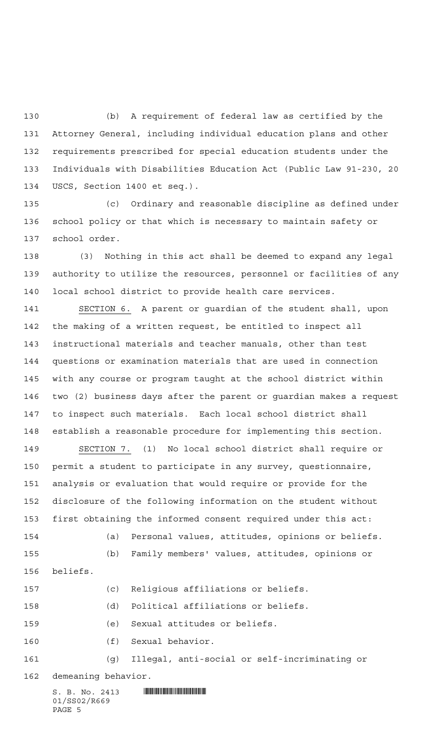(b) A requirement of federal law as certified by the Attorney General, including individual education plans and other requirements prescribed for special education students under the Individuals with Disabilities Education Act (Public Law 91-230, 20 USCS, Section 1400 et seq.).

(c) Ordinary and reasonable discipline as defined under school policy or that which is necessary to maintain safety or school order.

(3) Nothing in this act shall be deemed to expand any legal authority to utilize the resources, personnel or facilities of any local school district to provide health care services.

SECTION 6. A parent or guardian of the student shall, upon the making of a written request, be entitled to inspect all instructional materials and teacher manuals, other than test questions or examination materials that are used in connection with any course or program taught at the school district within two (2) business days after the parent or guardian makes a request to inspect such materials. Each local school district shall establish a reasonable procedure for implementing this section.

SECTION 7. (1) No local school district shall require or permit a student to participate in any survey, questionnaire, analysis or evaluation that would require or provide for the disclosure of the following information on the student without first obtaining the informed consent required under this act:

(a) Personal values, attitudes, opinions or beliefs.

(b) Family members' values, attitudes, opinions or beliefs.

(c) Religious affiliations or beliefs.

(d) Political affiliations or beliefs.

(e) Sexual attitudes or beliefs.

(f) Sexual behavior.

(g) Illegal, anti-social or self-incriminating or demeaning behavior.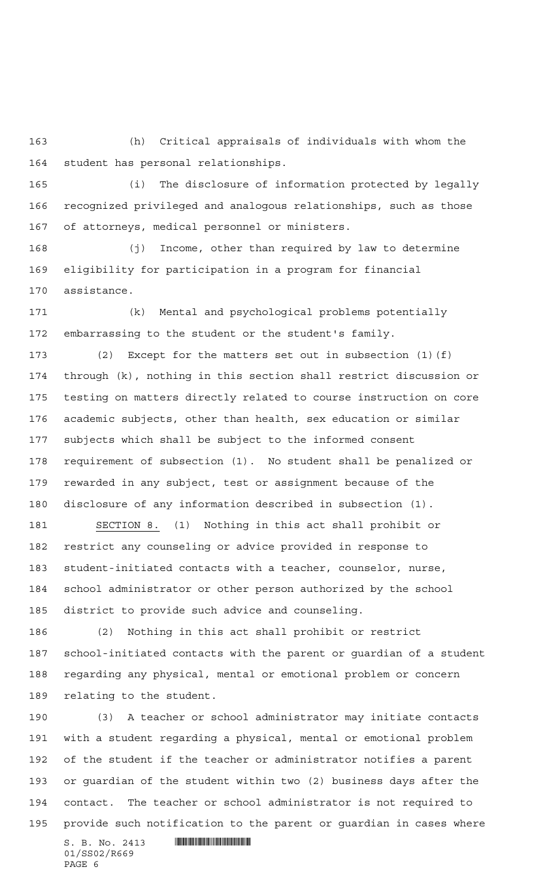(h) Critical appraisals of individuals with whom the student has personal relationships.

(i) The disclosure of information protected by legally recognized privileged and analogous relationships, such as those of attorneys, medical personnel or ministers.

(j) Income, other than required by law to determine eligibility for participation in a program for financial assistance.

(k) Mental and psychological problems potentially embarrassing to the student or the student's family.

(2) Except for the matters set out in subsection (1)(f) through (k), nothing in this section shall restrict discussion or testing on matters directly related to course instruction on core academic subjects, other than health, sex education or similar subjects which shall be subject to the informed consent requirement of subsection (1). No student shall be penalized or rewarded in any subject, test or assignment because of the disclosure of any information described in subsection (1).

SECTION 8. (1) Nothing in this act shall prohibit or restrict any counseling or advice provided in response to student-initiated contacts with a teacher, counselor, nurse, school administrator or other person authorized by the school district to provide such advice and counseling.

(2) Nothing in this act shall prohibit or restrict school-initiated contacts with the parent or guardian of a student regarding any physical, mental or emotional problem or concern relating to the student.

(3) A teacher or school administrator may initiate contacts with a student regarding a physical, mental or emotional problem of the student if the teacher or administrator notifies a parent or guardian of the student within two (2) business days after the contact. The teacher or school administrator is not required to provide such notification to the parent or guardian in cases where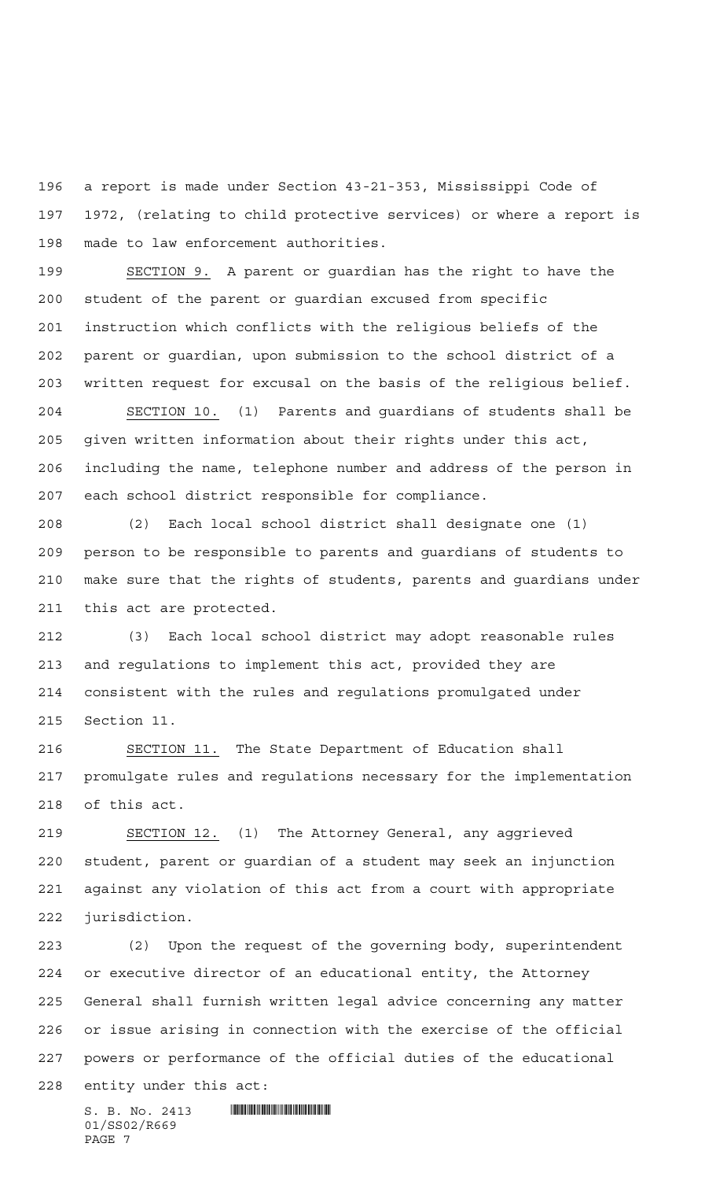a report is made under Section 43-21-353, Mississippi Code of 1972, (relating to child protective services) or where a report is made to law enforcement authorities.

SECTION 9. A parent or guardian has the right to have the student of the parent or guardian excused from specific instruction which conflicts with the religious beliefs of the parent or guardian, upon submission to the school district of a written request for excusal on the basis of the religious belief.

SECTION 10. (1) Parents and guardians of students shall be given written information about their rights under this act, including the name, telephone number and address of the person in each school district responsible for compliance.

(2) Each local school district shall designate one (1) person to be responsible to parents and guardians of students to make sure that the rights of students, parents and guardians under this act are protected.

(3) Each local school district may adopt reasonable rules and regulations to implement this act, provided they are consistent with the rules and regulations promulgated under Section 11.

SECTION 11. The State Department of Education shall promulgate rules and regulations necessary for the implementation of this act.

SECTION 12. (1) The Attorney General, any aggrieved student, parent or guardian of a student may seek an injunction against any violation of this act from a court with appropriate jurisdiction.

(2) Upon the request of the governing body, superintendent or executive director of an educational entity, the Attorney General shall furnish written legal advice concerning any matter or issue arising in connection with the exercise of the official powers or performance of the official duties of the educational entity under this act: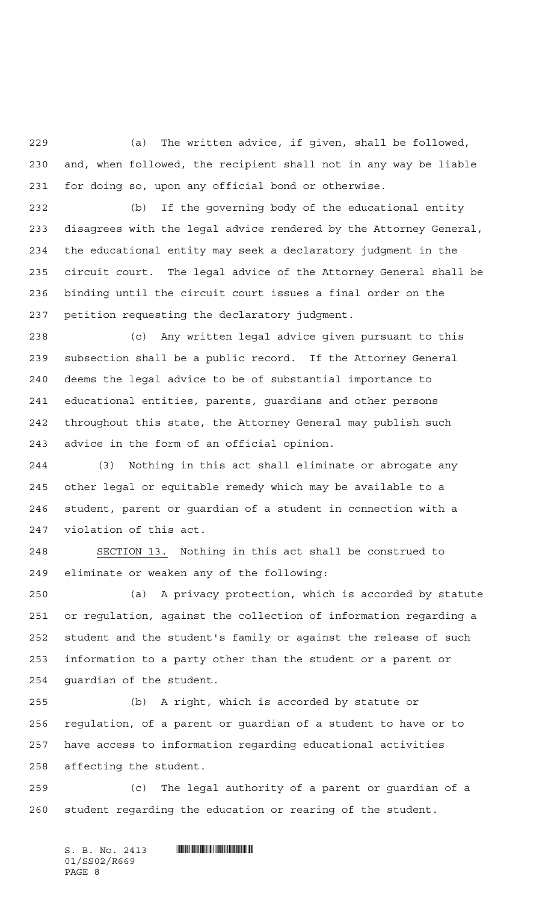(a) The written advice, if given, shall be followed, and, when followed, the recipient shall not in any way be liable for doing so, upon any official bond or otherwise.

(b) If the governing body of the educational entity disagrees with the legal advice rendered by the Attorney General, the educational entity may seek a declaratory judgment in the circuit court. The legal advice of the Attorney General shall be binding until the circuit court issues a final order on the petition requesting the declaratory judgment.

(c) Any written legal advice given pursuant to this subsection shall be a public record. If the Attorney General deems the legal advice to be of substantial importance to educational entities, parents, guardians and other persons throughout this state, the Attorney General may publish such advice in the form of an official opinion.

(3) Nothing in this act shall eliminate or abrogate any other legal or equitable remedy which may be available to a student, parent or guardian of a student in connection with a violation of this act.

SECTION 13. Nothing in this act shall be construed to eliminate or weaken any of the following:

(a) A privacy protection, which is accorded by statute or regulation, against the collection of information regarding a student and the student's family or against the release of such information to a party other than the student or a parent or guardian of the student.

(b) A right, which is accorded by statute or regulation, of a parent or guardian of a student to have or to have access to information regarding educational activities affecting the student.

(c) The legal authority of a parent or guardian of a student regarding the education or rearing of the student.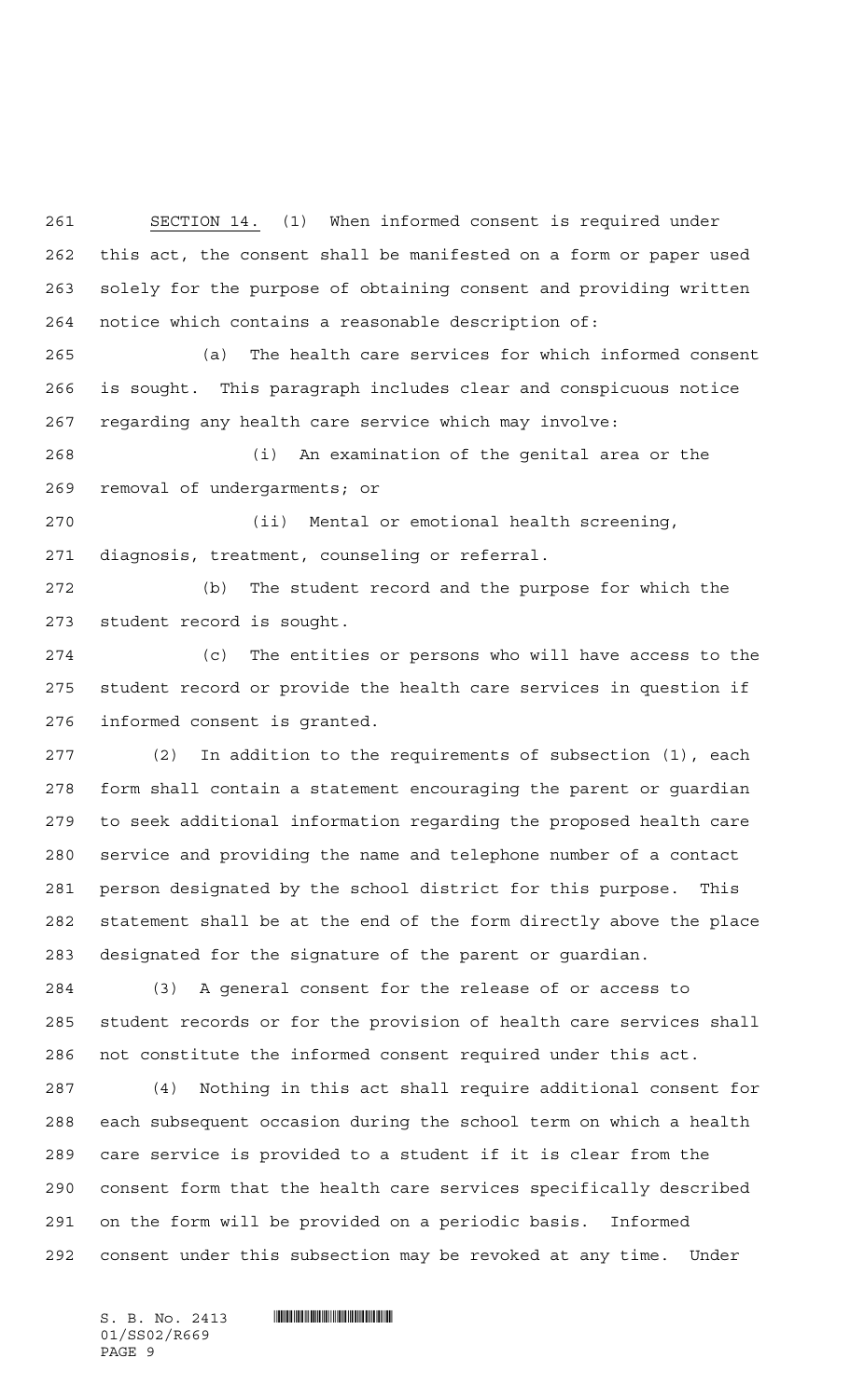SECTION 14. (1) When informed consent is required under this act, the consent shall be manifested on a form or paper used solely for the purpose of obtaining consent and providing written notice which contains a reasonable description of:

(a) The health care services for which informed consent is sought. This paragraph includes clear and conspicuous notice regarding any health care service which may involve:

(i) An examination of the genital area or the removal of undergarments; or

(ii) Mental or emotional health screening, diagnosis, treatment, counseling or referral.

(b) The student record and the purpose for which the student record is sought.

(c) The entities or persons who will have access to the student record or provide the health care services in question if informed consent is granted.

(2) In addition to the requirements of subsection (1), each form shall contain a statement encouraging the parent or guardian to seek additional information regarding the proposed health care service and providing the name and telephone number of a contact person designated by the school district for this purpose. This statement shall be at the end of the form directly above the place designated for the signature of the parent or guardian.

(3) A general consent for the release of or access to student records or for the provision of health care services shall not constitute the informed consent required under this act.

(4) Nothing in this act shall require additional consent for each subsequent occasion during the school term on which a health care service is provided to a student if it is clear from the consent form that the health care services specifically described on the form will be provided on a periodic basis. Informed consent under this subsection may be revoked at any time. Under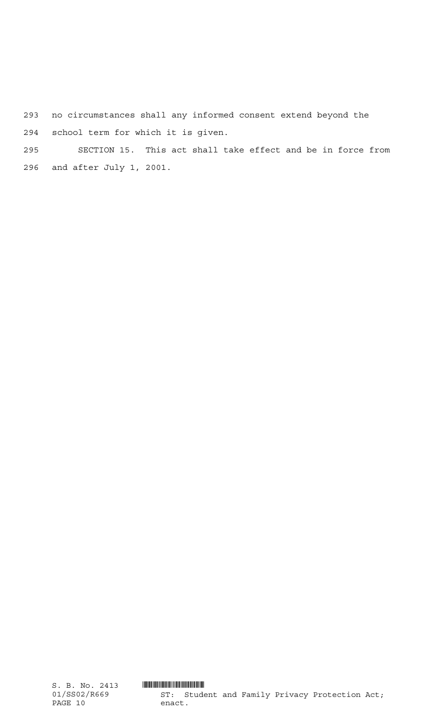no circumstances shall any informed consent extend beyond the school term for which it is given.

SECTION 15. This act shall take effect and be in force from and after July 1, 2001.